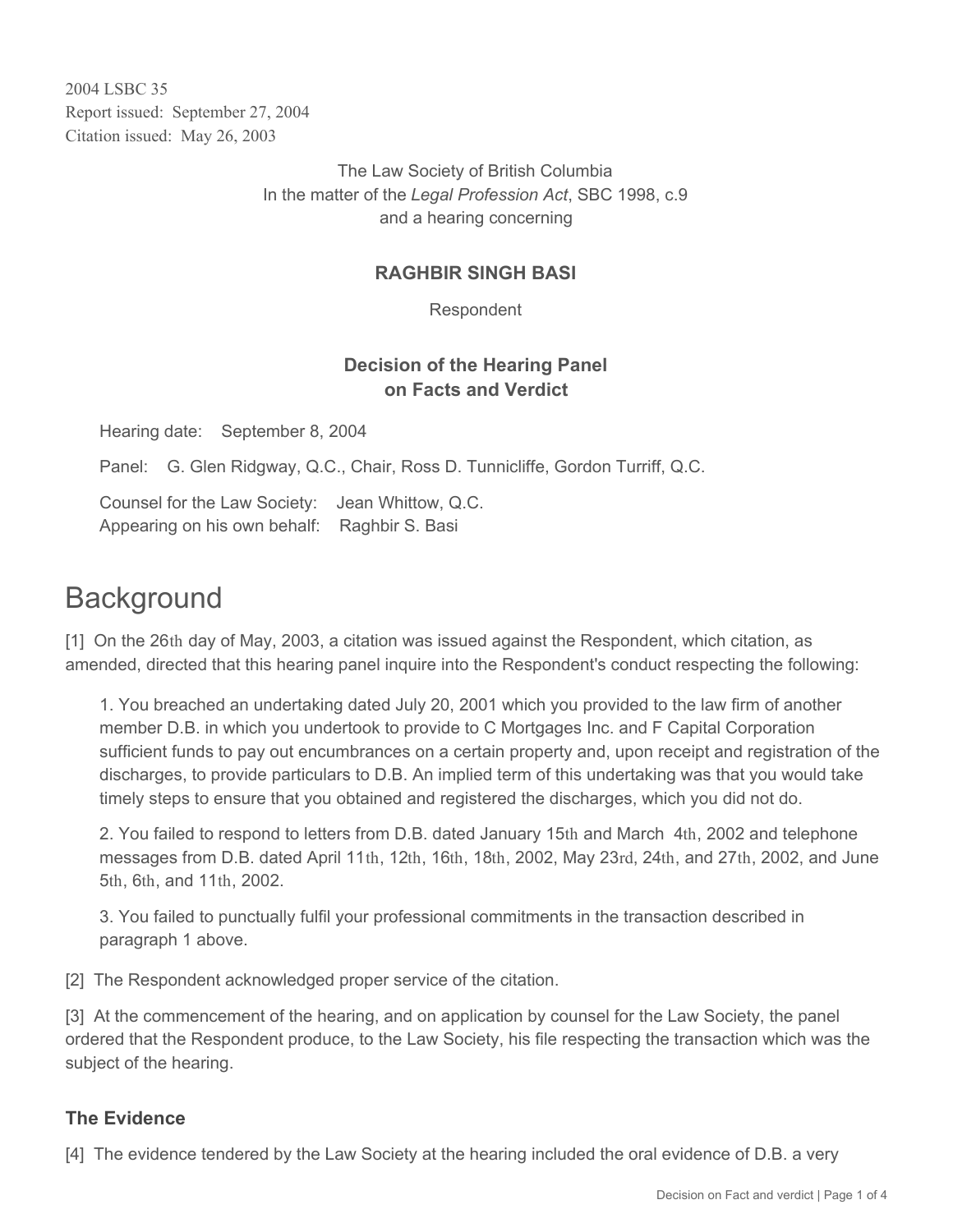2004 LSBC 35
Report issued: September 27, 2004
Citation issued: May 26, 2003

The Law Society of British Columbia
In the matter of the *Legal Profession Act*, SBC 1998, c.9
and a hearing concerning

**RAGHBIR SINGH BASI**

Respondent

**Decision of the Hearing Panel**
**on Facts and Verdict**

Hearing date: September 8, 2004

Panel: G. Glen Ridgway, Q.C., Chair, Ross D. Tunnicliffe, Gordon Turriff, Q.C.

Counsel for the Law Society: Jean Whittow, Q.C.
Appearing on his own behalf: Raghbir S. Basi

# Background

[1] On the 26th day of May, 2003, a citation was issued against the Respondent, which citation, as amended, directed that this hearing panel inquire into the Respondent's conduct respecting the following:

> 1. You breached an undertaking dated July 20, 2001 which you provided to the law firm of another member D.B. in which you undertook to provide to C Mortgages Inc. and F Capital Corporation sufficient funds to pay out encumbrances on a certain property and, upon receipt and registration of the discharges, to provide particulars to D.B. An implied term of this undertaking was that you would take timely steps to ensure that you obtained and registered the discharges, which you did not do.
>
> 2. You failed to respond to letters from D.B. dated January 15th and March 4th, 2002 and telephone messages from D.B. dated April 11th, 12th, 16th, 18th, 2002, May 23rd, 24th, and 27th, 2002, and June 5th, 6th, and 11th, 2002.
>
> 3. You failed to punctually fulfil your professional commitments in the transaction described in paragraph 1 above.

[2] The Respondent acknowledged proper service of the citation.

[3] At the commencement of the hearing, and on application by counsel for the Law Society, the panel ordered that the Respondent produce, to the Law Society, his file respecting the transaction which was the subject of the hearing.

### The Evidence

[4] The evidence tendered by the Law Society at the hearing included the oral evidence of D.B. a very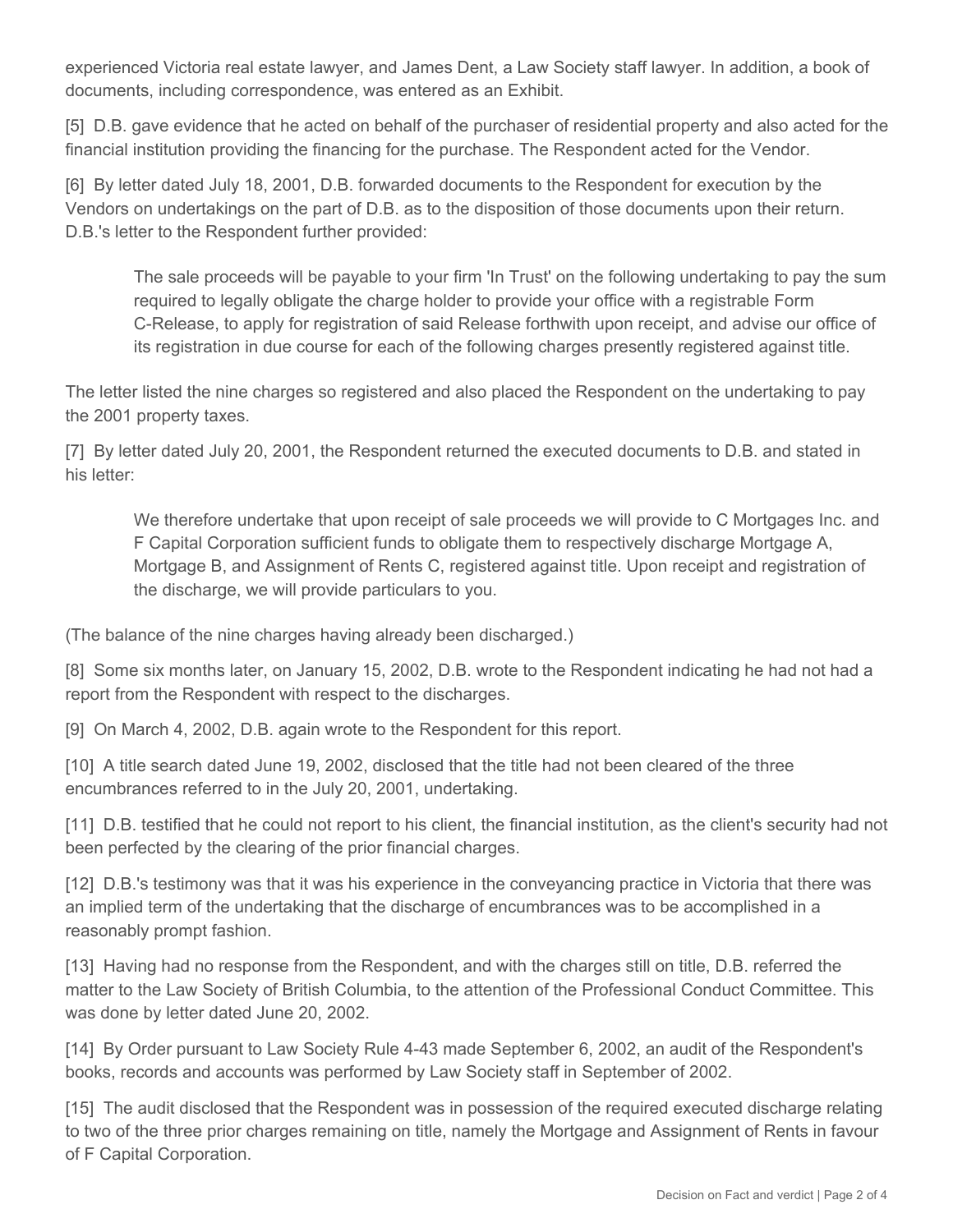experienced Victoria real estate lawyer, and James Dent, a Law Society staff lawyer. In addition, a book of documents, including correspondence, was entered as an Exhibit.

[5] D.B. gave evidence that he acted on behalf of the purchaser of residential property and also acted for the financial institution providing the financing for the purchase. The Respondent acted for the Vendor.

[6] By letter dated July 18, 2001, D.B. forwarded documents to the Respondent for execution by the Vendors on undertakings on the part of D.B. as to the disposition of those documents upon their return. D.B.'s letter to the Respondent further provided:

> The sale proceeds will be payable to your firm 'In Trust' on the following undertaking to pay the sum required to legally obligate the charge holder to provide your office with a registrable Form C-Release, to apply for registration of said Release forthwith upon receipt, and advise our office of its registration in due course for each of the following charges presently registered against title.

The letter listed the nine charges so registered and also placed the Respondent on the undertaking to pay the 2001 property taxes.

[7] By letter dated July 20, 2001, the Respondent returned the executed documents to D.B. and stated in his letter:

> We therefore undertake that upon receipt of sale proceeds we will provide to C Mortgages Inc. and F Capital Corporation sufficient funds to obligate them to respectively discharge Mortgage A, Mortgage B, and Assignment of Rents C, registered against title. Upon receipt and registration of the discharge, we will provide particulars to you.

(The balance of the nine charges having already been discharged.)

[8] Some six months later, on January 15, 2002, D.B. wrote to the Respondent indicating he had not had a report from the Respondent with respect to the discharges.

[9] On March 4, 2002, D.B. again wrote to the Respondent for this report.

[10] A title search dated June 19, 2002, disclosed that the title had not been cleared of the three encumbrances referred to in the July 20, 2001, undertaking.

[11] D.B. testified that he could not report to his client, the financial institution, as the client's security had not been perfected by the clearing of the prior financial charges.

[12] D.B.'s testimony was that it was his experience in the conveyancing practice in Victoria that there was an implied term of the undertaking that the discharge of encumbrances was to be accomplished in a reasonably prompt fashion.

[13] Having had no response from the Respondent, and with the charges still on title, D.B. referred the matter to the Law Society of British Columbia, to the attention of the Professional Conduct Committee. This was done by letter dated June 20, 2002.

[14] By Order pursuant to Law Society Rule 4-43 made September 6, 2002, an audit of the Respondent's books, records and accounts was performed by Law Society staff in September of 2002.

[15] The audit disclosed that the Respondent was in possession of the required executed discharge relating to two of the three prior charges remaining on title, namely the Mortgage and Assignment of Rents in favour of F Capital Corporation.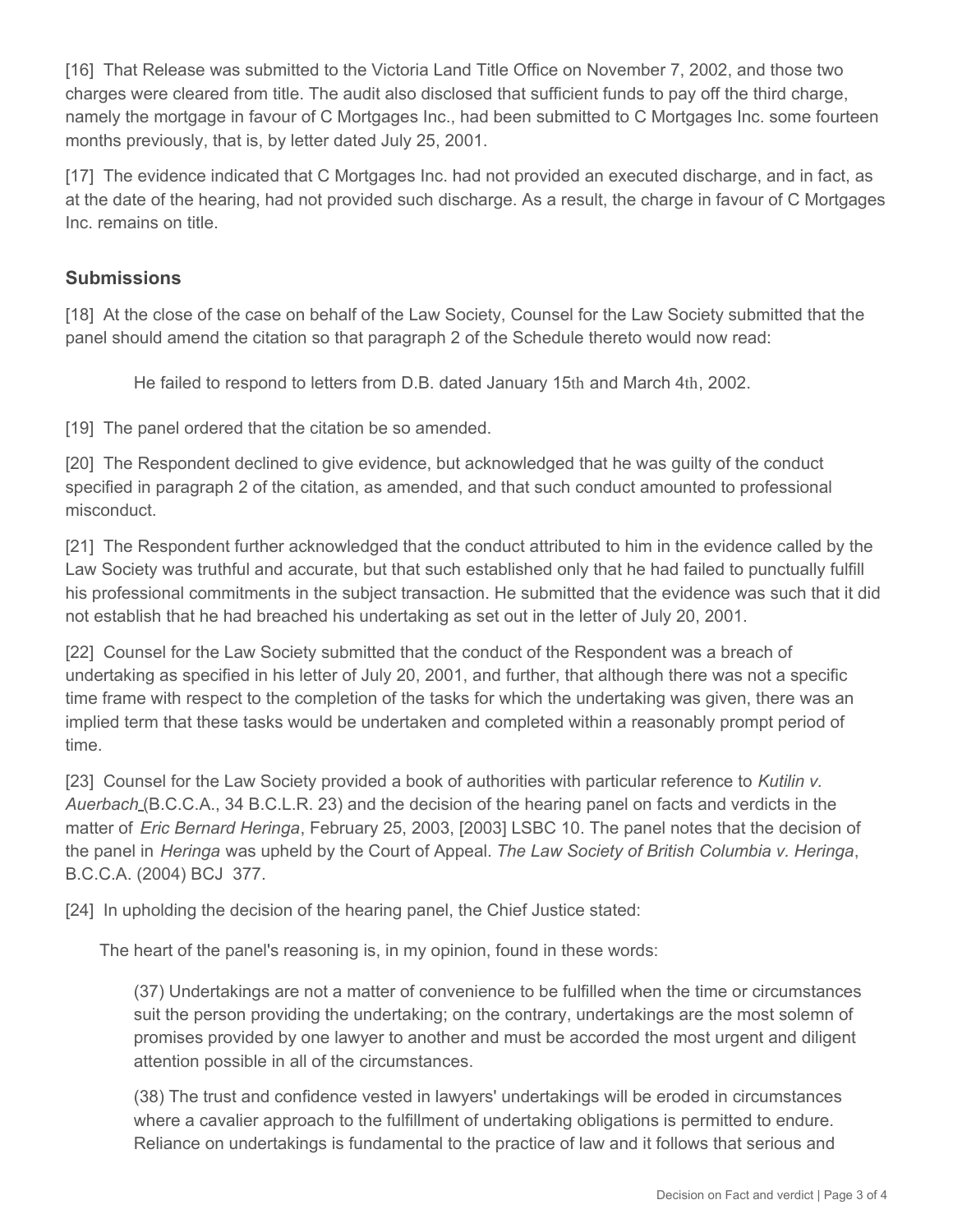[16] That Release was submitted to the Victoria Land Title Office on November 7, 2002, and those two charges were cleared from title. The audit also disclosed that sufficient funds to pay off the third charge, namely the mortgage in favour of C Mortgages Inc., had been submitted to C Mortgages Inc. some fourteen months previously, that is, by letter dated July 25, 2001.

[17] The evidence indicated that C Mortgages Inc. had not provided an executed discharge, and in fact, as at the date of the hearing, had not provided such discharge. As a result, the charge in favour of C Mortgages Inc. remains on title.

## Submissions

[18] At the close of the case on behalf of the Law Society, Counsel for the Law Society submitted that the panel should amend the citation so that paragraph 2 of the Schedule thereto would now read:

> He failed to respond to letters from D.B. dated January 15th and March 4th, 2002.

[19] The panel ordered that the citation be so amended.

[20] The Respondent declined to give evidence, but acknowledged that he was guilty of the conduct specified in paragraph 2 of the citation, as amended, and that such conduct amounted to professional misconduct.

[21] The Respondent further acknowledged that the conduct attributed to him in the evidence called by the Law Society was truthful and accurate, but that such established only that he had failed to punctually fulfill his professional commitments in the subject transaction. He submitted that the evidence was such that it did not establish that he had breached his undertaking as set out in the letter of July 20, 2001.

[22] Counsel for the Law Society submitted that the conduct of the Respondent was a breach of undertaking as specified in his letter of July 20, 2001, and further, that although there was not a specific time frame with respect to the completion of the tasks for which the undertaking was given, there was an implied term that these tasks would be undertaken and completed within a reasonably prompt period of time.

[23] Counsel for the Law Society provided a book of authorities with particular reference to *Kutilin v. Auerbach* (B.C.C.A., 34 B.C.L.R. 23) and the decision of the hearing panel on facts and verdicts in the matter of *Eric Bernard Heringa*, February 25, 2003, [2003] LSBC 10. The panel notes that the decision of the panel in *Heringa* was upheld by the Court of Appeal. *The Law Society of British Columbia v. Heringa*, B.C.C.A. (2004) BCJ 377.

[24] In upholding the decision of the hearing panel, the Chief Justice stated:

> The heart of the panel's reasoning is, in my opinion, found in these words:
>
>> (37) Undertakings are not a matter of convenience to be fulfilled when the time or circumstances suit the person providing the undertaking; on the contrary, undertakings are the most solemn of promises provided by one lawyer to another and must be accorded the most urgent and diligent attention possible in all of the circumstances.
>>
>> (38) The trust and confidence vested in lawyers' undertakings will be eroded in circumstances where a cavalier approach to the fulfillment of undertaking obligations is permitted to endure. Reliance on undertakings is fundamental to the practice of law and it follows that serious and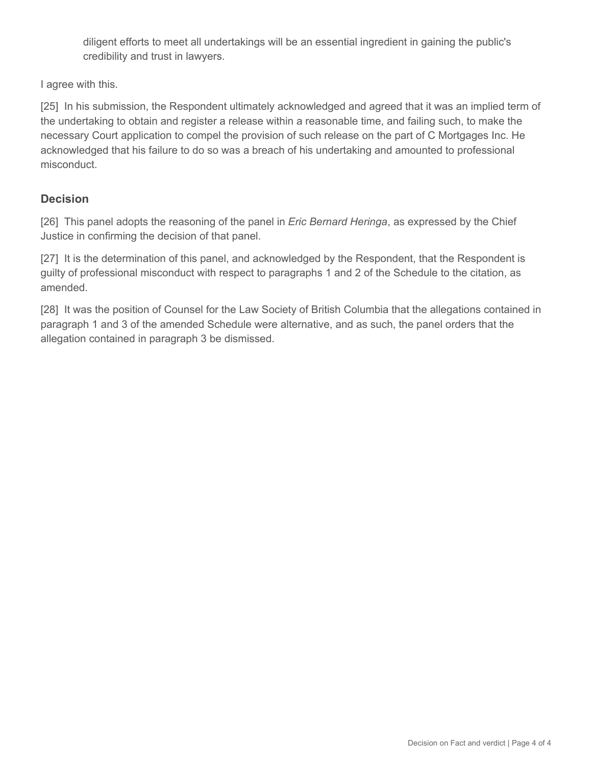> diligent efforts to meet all undertakings will be an essential ingredient in gaining the public's credibility and trust in lawyers.

I agree with this.

[25] In his submission, the Respondent ultimately acknowledged and agreed that it was an implied term of the undertaking to obtain and register a release within a reasonable time, and failing such, to make the necessary Court application to compel the provision of such release on the part of C Mortgages Inc. He acknowledged that his failure to do so was a breach of his undertaking and amounted to professional misconduct.

## Decision

[26] This panel adopts the reasoning of the panel in *Eric Bernard Heringa*, as expressed by the Chief Justice in confirming the decision of that panel.

[27] It is the determination of this panel, and acknowledged by the Respondent, that the Respondent is guilty of professional misconduct with respect to paragraphs 1 and 2 of the Schedule to the citation, as amended.

[28] It was the position of Counsel for the Law Society of British Columbia that the allegations contained in paragraph 1 and 3 of the amended Schedule were alternative, and as such, the panel orders that the allegation contained in paragraph 3 be dismissed.